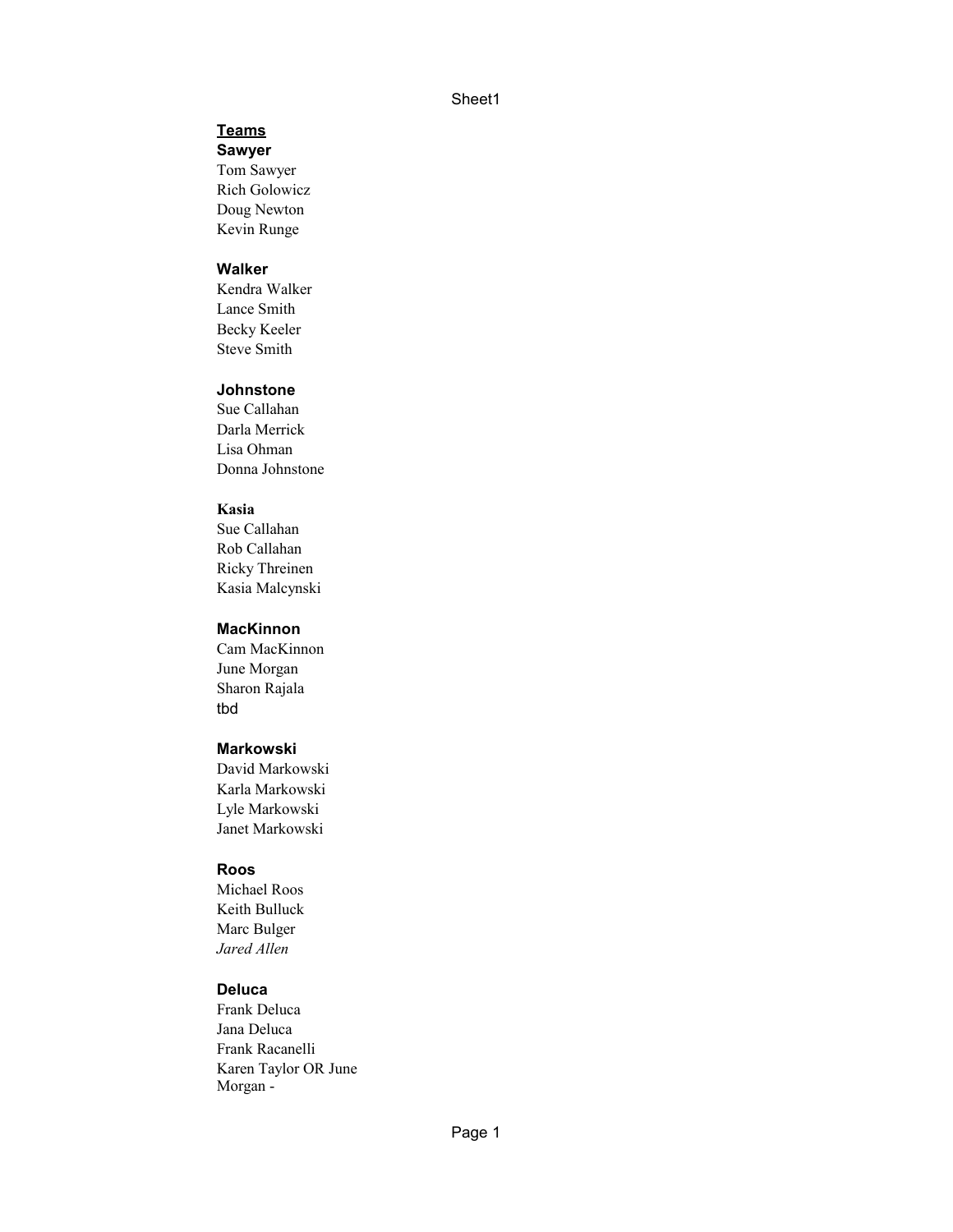**Teams**

**Sawyer**
Tom Sawyer
Rich Golowicz
Doug Newton
Kevin Runge

**Walker**
Kendra Walker
Lance Smith
Becky Keeler
Steve Smith

**Johnstone**
Sue Callahan
Darla Merrick
Lisa Ohman
Donna Johnstone

**Kasia**
Sue Callahan
Rob Callahan
Ricky Threinen
Kasia Malcynski

**MacKinnon**
Cam MacKinnon
June Morgan
Sharon Rajala
tbd

**Markowski**
David Markowski
Karla Markowski
Lyle Markowski
Janet Markowski

**Roos**
Michael Roos
Keith Bulluck
Marc Bulger
*Jared Allen*

**Deluca**
Frank Deluca
Jana Deluca
Frank Racanelli
Karen Taylor OR June Morgan -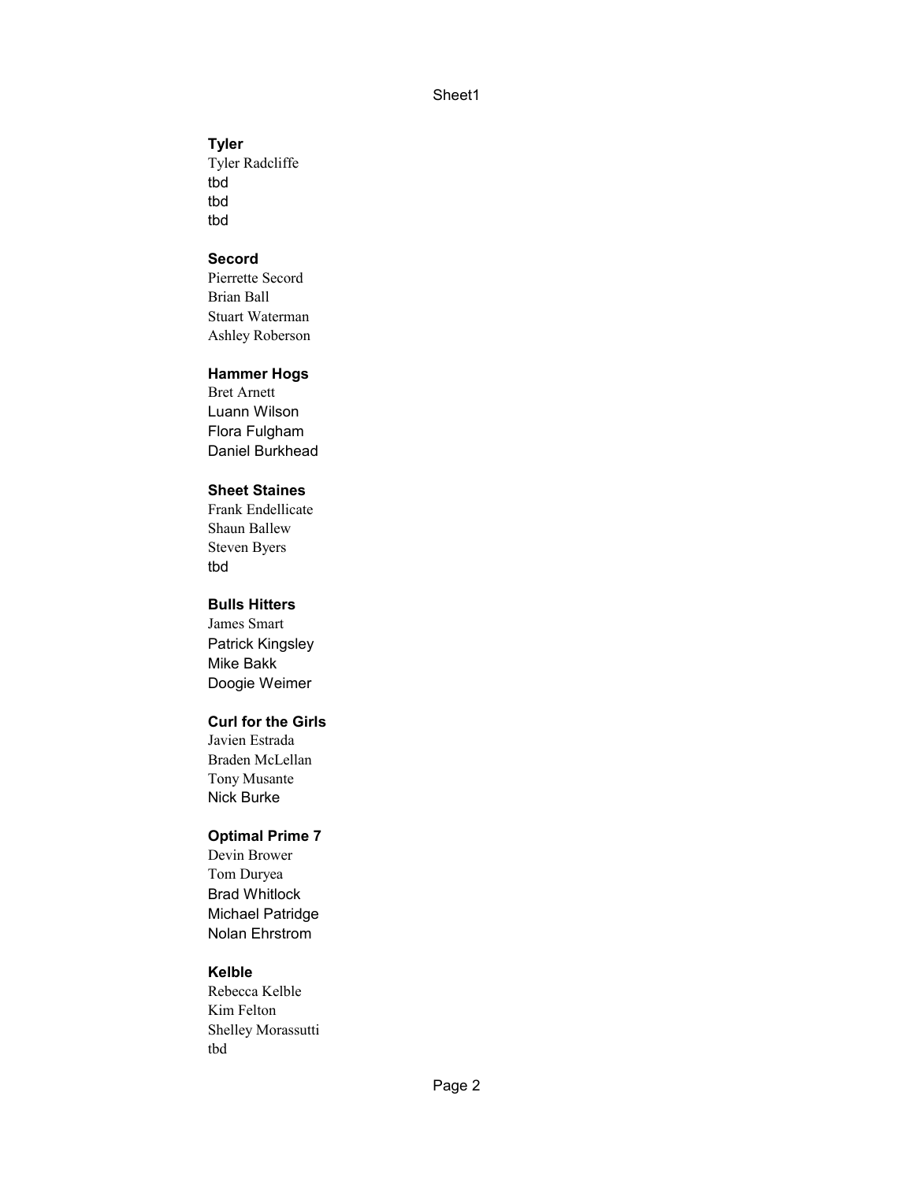**Tyler**
Tyler Radcliffe
tbd
tbd
tbd

**Secord**
Pierrette Secord
Brian Ball
Stuart Waterman
Ashley Roberson

**Hammer Hogs**
Bret Arnett
Luann Wilson
Flora Fulgham
Daniel Burkhead

**Sheet Staines**
Frank Endellicate
Shaun Ballew
Steven Byers
tbd

**Bulls Hitters**
James Smart
Patrick Kingsley
Mike Bakk
Doogie Weimer

**Curl for the Girls**
Javien Estrada
Braden McLellan
Tony Musante
Nick Burke

**Optimal Prime 7**
Devin Brower
Tom Duryea
Brad Whitlock
Michael Patridge
Nolan Ehrstrom

**Kelble**
Rebecca Kelble
Kim Felton
Shelley Morassutti
tbd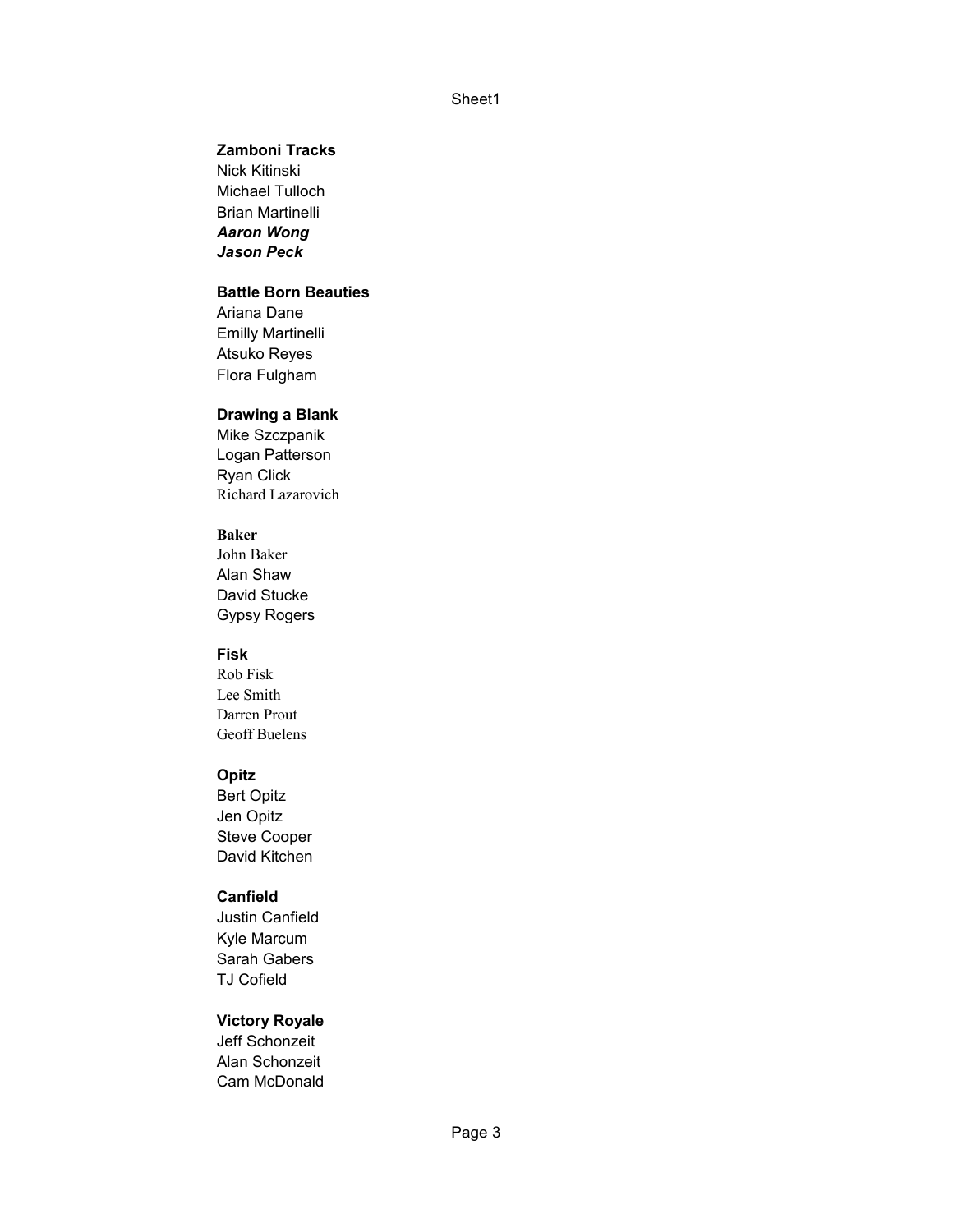**Zamboni Tracks**
Nick Kitinski
Michael Tulloch
Brian Martinelli
***Aaron Wong***
***Jason Peck***

**Battle Born Beauties**
Ariana Dane
Emilly Martinelli
Atsuko Reyes
Flora Fulgham

**Drawing a Blank**
Mike Szczpanik
Logan Patterson
Ryan Click
Richard Lazarovich

**Baker**
John Baker
Alan Shaw
David Stucke
Gypsy Rogers

**Fisk**
Rob Fisk
Lee Smith
Darren Prout
Geoff Buelens

**Opitz**
Bert Opitz
Jen Opitz
Steve Cooper
David Kitchen

**Canfield**
Justin Canfield
Kyle Marcum
Sarah Gabers
TJ Cofield

**Victory Royale**
Jeff Schonzeit
Alan Schonzeit
Cam McDonald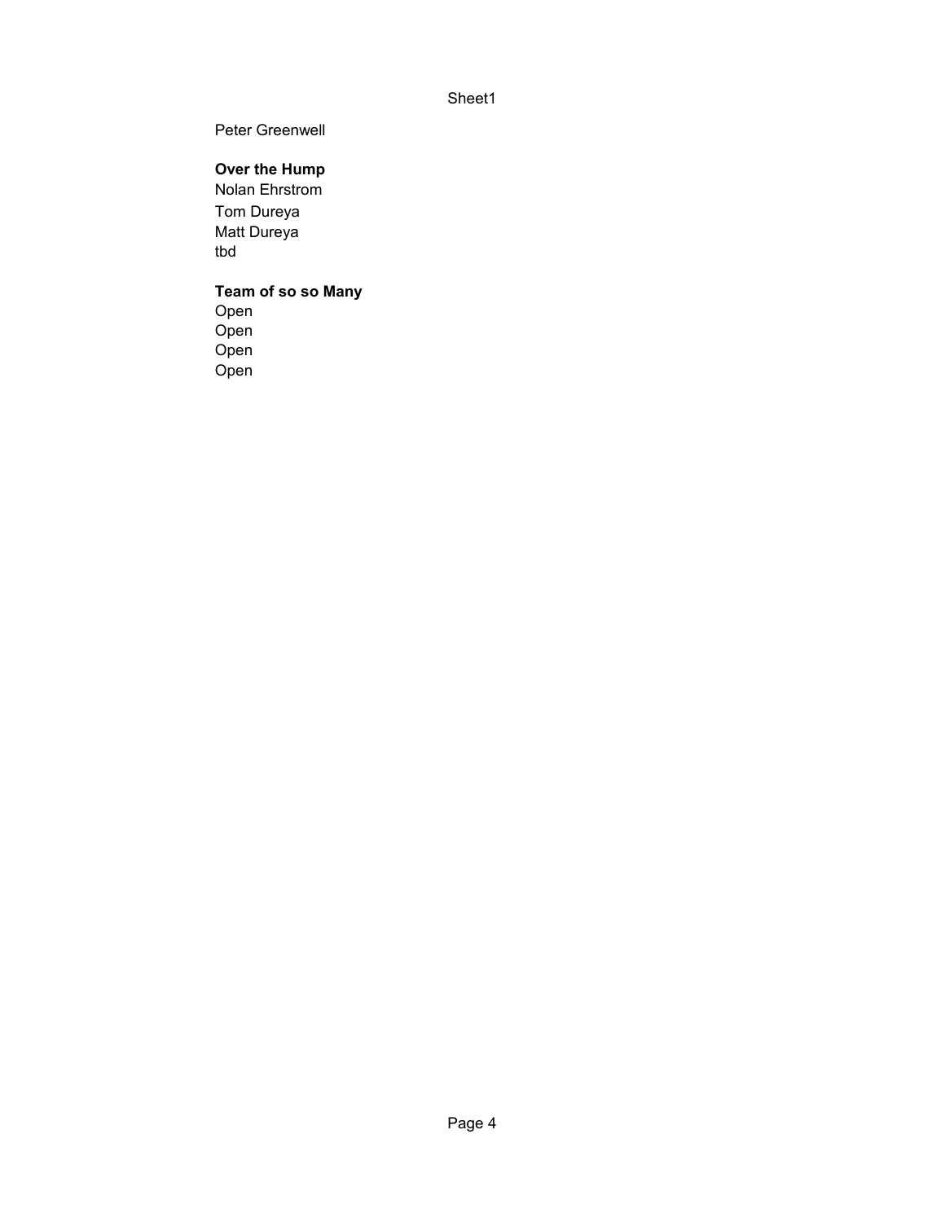Peter Greenwell

**Over the Hump**
Nolan Ehrstrom
Tom Dureya
Matt Dureya
tbd

**Team of so so Many**
Open
Open
Open
Open